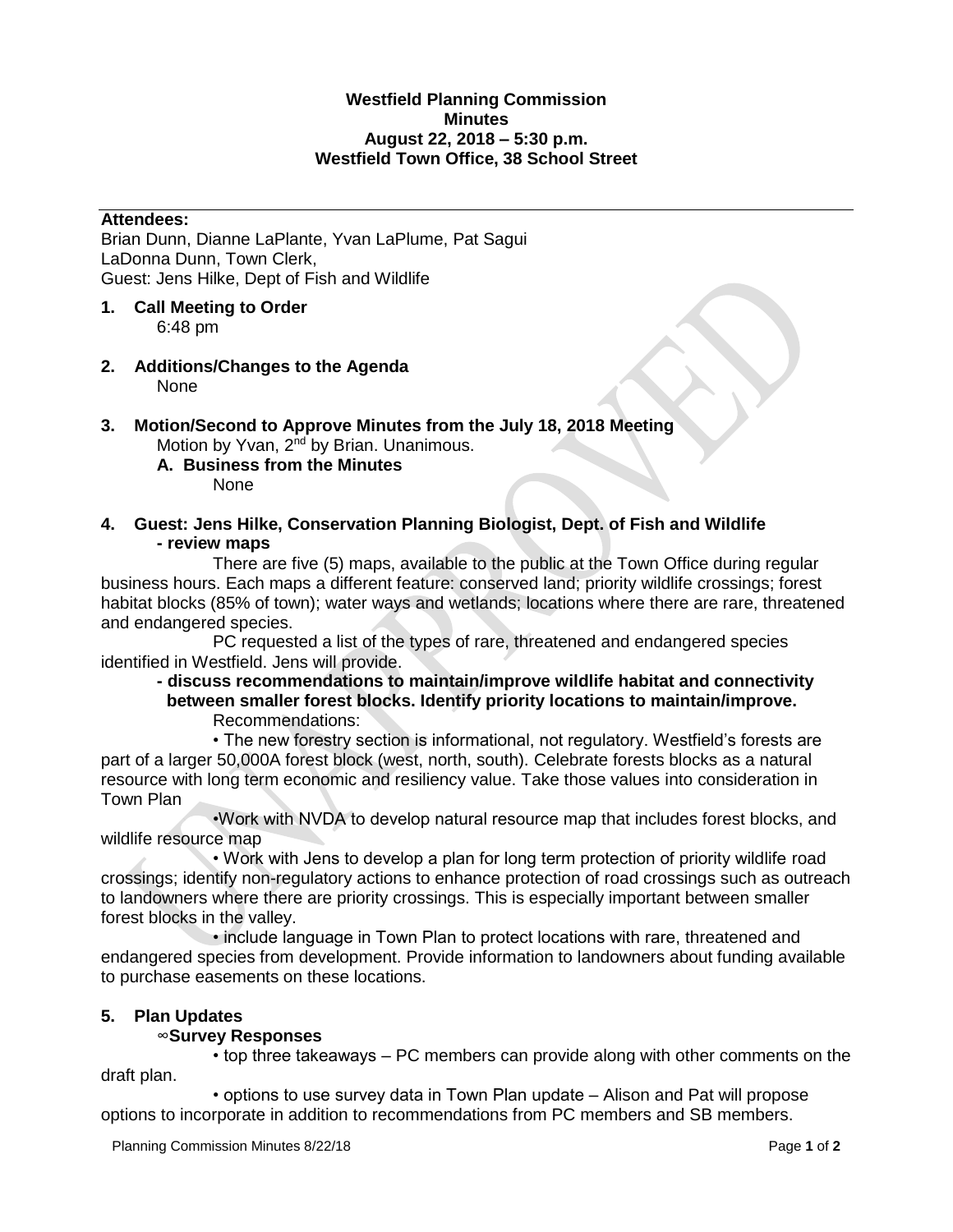**Westfield Planning Commission**
**Minutes**
**August 22, 2018 – 5:30 p.m.**
**Westfield Town Office, 38 School Street**

---

**Attendees:**
Brian Dunn, Dianne LaPlante, Yvan LaPlume, Pat Sagui
LaDonna Dunn, Town Clerk,
Guest: Jens Hilke, Dept of Fish and Wildlife

**1. Call Meeting to Order**
6:48 pm

**2. Additions/Changes to the Agenda**
None

**3. Motion/Second to Approve Minutes from the July 18, 2018 Meeting**
Motion by Yvan, 2nd by Brian. Unanimous.

**A. Business from the Minutes**
None

**4. Guest: Jens Hilke, Conservation Planning Biologist, Dept. of Fish and Wildlife**
**- review maps**

There are five (5) maps, available to the public at the Town Office during regular business hours. Each maps a different feature: conserved land; priority wildlife crossings; forest habitat blocks (85% of town); water ways and wetlands; locations where there are rare, threatened and endangered species.

PC requested a list of the types of rare, threatened and endangered species identified in Westfield. Jens will provide.

**- discuss recommendations to maintain/improve wildlife habitat and connectivity between smaller forest blocks. Identify priority locations to maintain/improve.**

Recommendations:

• The new forestry section is informational, not regulatory. Westfield's forests are part of a larger 50,000A forest block (west, north, south). Celebrate forests blocks as a natural resource with long term economic and resiliency value. Take those values into consideration in Town Plan

•Work with NVDA to develop natural resource map that includes forest blocks, and wildlife resource map

• Work with Jens to develop a plan for long term protection of priority wildlife road crossings; identify non-regulatory actions to enhance protection of road crossings such as outreach to landowners where there are priority crossings. This is especially important between smaller forest blocks in the valley.

• include language in Town Plan to protect locations with rare, threatened and endangered species from development. Provide information to landowners about funding available to purchase easements on these locations.

**5. Plan Updates**

∞**Survey Responses**

• top three takeaways – PC members can provide along with other comments on the draft plan.

• options to use survey data in Town Plan update – Alison and Pat will propose options to incorporate in addition to recommendations from PC members and SB members.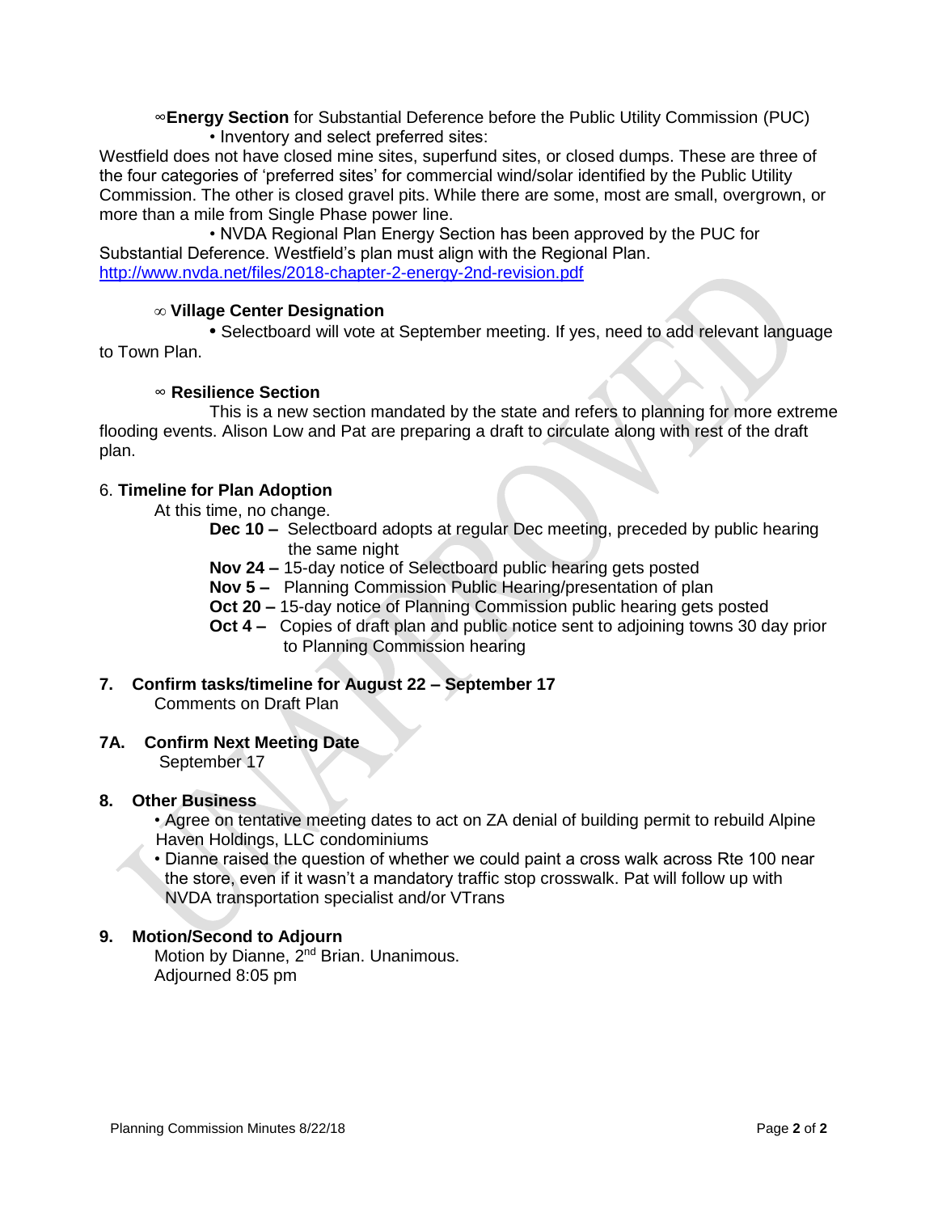∞**Energy Section** for Substantial Deference before the Public Utility Commission (PUC)

• Inventory and select preferred sites:

Westfield does not have closed mine sites, superfund sites, or closed dumps. These are three of the four categories of 'preferred sites' for commercial wind/solar identified by the Public Utility Commission. The other is closed gravel pits. While there are some, most are small, overgrown, or more than a mile from Single Phase power line.

• NVDA Regional Plan Energy Section has been approved by the PUC for Substantial Deference. Westfield's plan must align with the Regional Plan. http://www.nvda.net/files/2018-chapter-2-energy-2nd-revision.pdf

∞ **Village Center Designation**

• Selectboard will vote at September meeting. If yes, need to add relevant language to Town Plan.

∞ **Resilience Section**

This is a new section mandated by the state and refers to planning for more extreme flooding events. Alison Low and Pat are preparing a draft to circulate along with rest of the draft plan.

6. **Timeline for Plan Adoption**

At this time, no change.

- **Dec 10 –** Selectboard adopts at regular Dec meeting, preceded by public hearing the same night
- **Nov 24 –** 15-day notice of Selectboard public hearing gets posted
- **Nov 5 –** Planning Commission Public Hearing/presentation of plan
- **Oct 20 –** 15-day notice of Planning Commission public hearing gets posted
- **Oct 4 –** Copies of draft plan and public notice sent to adjoining towns 30 day prior to Planning Commission hearing

**7. Confirm tasks/timeline for August 22 – September 17**

Comments on Draft Plan

**7A. Confirm Next Meeting Date**

September 17

**8. Other Business**

• Agree on tentative meeting dates to act on ZA denial of building permit to rebuild Alpine Haven Holdings, LLC condominiums

• Dianne raised the question of whether we could paint a cross walk across Rte 100 near the store, even if it wasn't a mandatory traffic stop crosswalk. Pat will follow up with NVDA transportation specialist and/or VTrans

**9. Motion/Second to Adjourn**

Motion by Dianne, 2nd Brian. Unanimous.
Adjourned 8:05 pm